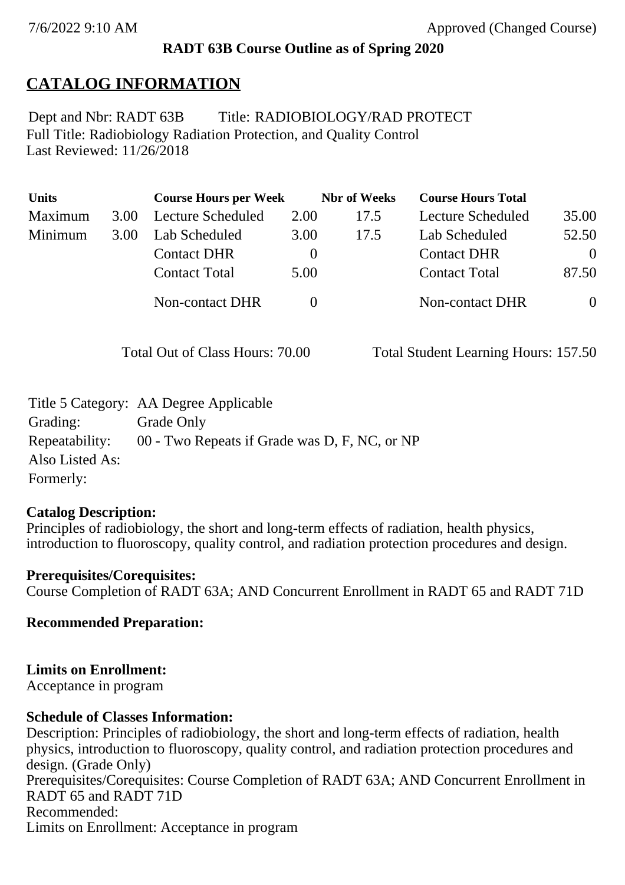7/6/2022 9:10 AM Approved (Changed Course)

**RADT 63B Course Outline as of Spring 2020**

# CATALOG INFORMATION

Dept and Nbr: RADT 63B Title: RADIOBIOLOGY/RAD PROTECT
Full Title: Radiobiology Radiation Protection, and Quality Control
Last Reviewed: 11/26/2018

| Units | | Course Hours per Week | | Nbr of Weeks | Course Hours Total | |
|---|---|---|---|---|---|---|
| Maximum | 3.00 | Lecture Scheduled | 2.00 | 17.5 | Lecture Scheduled | 35.00 |
| Minimum | 3.00 | Lab Scheduled | 3.00 | 17.5 | Lab Scheduled | 52.50 |
| | | Contact DHR | 0 | | Contact DHR | 0 |
| | | Contact Total | 5.00 | | Contact Total | 87.50 |
| | | Non-contact DHR | 0 | | Non-contact DHR | 0 |

Total Out of Class Hours: 70.00 Total Student Learning Hours: 157.50

Title 5 Category: AA Degree Applicable
Grading: Grade Only
Repeatability: 00 - Two Repeats if Grade was D, F, NC, or NP
Also Listed As:
Formerly:

**Catalog Description:**
Principles of radiobiology, the short and long-term effects of radiation, health physics, introduction to fluoroscopy, quality control, and radiation protection procedures and design.

**Prerequisites/Corequisites:**
Course Completion of RADT 63A; AND Concurrent Enrollment in RADT 65 and RADT 71D

**Recommended Preparation:**

**Limits on Enrollment:**
Acceptance in program

**Schedule of Classes Information:**
Description: Principles of radiobiology, the short and long-term effects of radiation, health physics, introduction to fluoroscopy, quality control, and radiation protection procedures and design. (Grade Only)
Prerequisites/Corequisites: Course Completion of RADT 63A; AND Concurrent Enrollment in RADT 65 and RADT 71D
Recommended:
Limits on Enrollment: Acceptance in program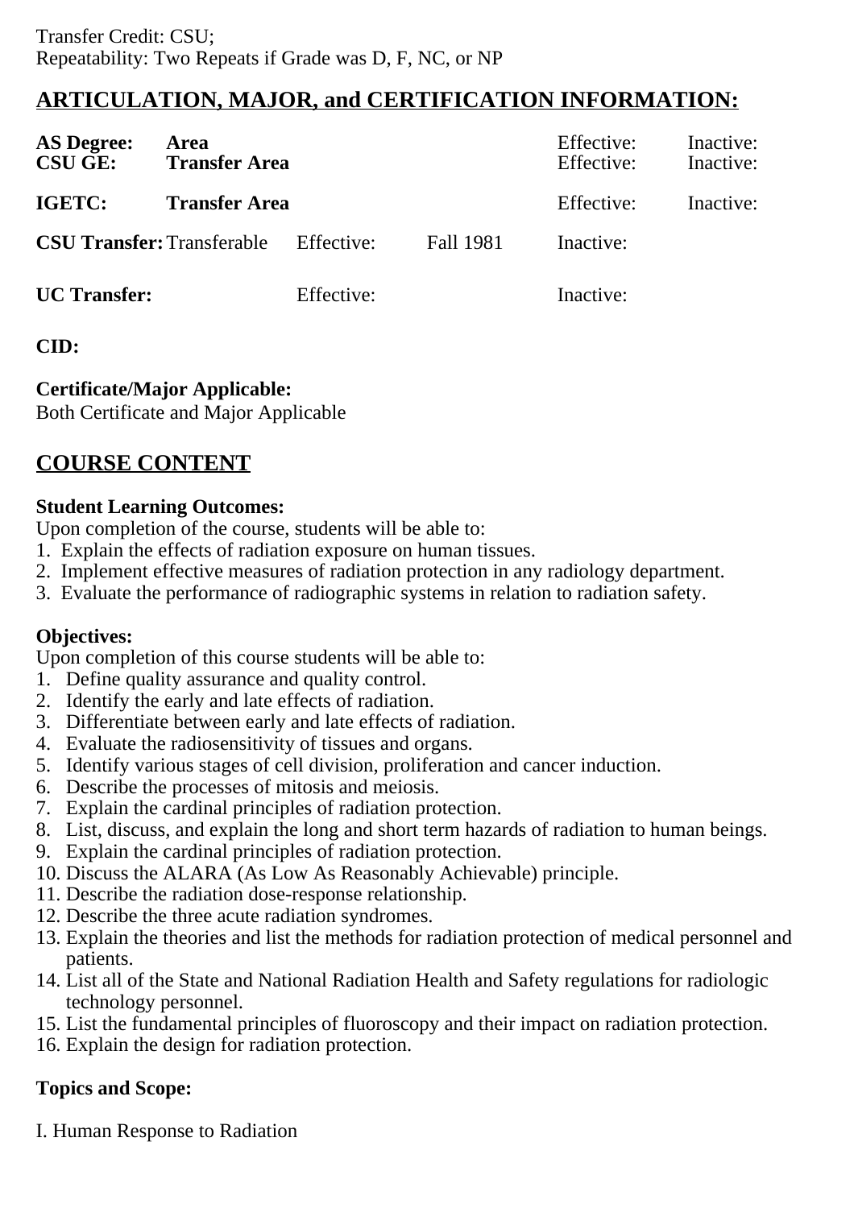Transfer Credit: CSU;
Repeatability: Two Repeats if Grade was D, F, NC, or NP

## ARTICULATION, MAJOR, and CERTIFICATION INFORMATION:

| | | | | | |
|---|---|---|---|---|---|
| **AS Degree:** | **Area** | | | Effective: | Inactive: |
| **CSU GE:** | **Transfer Area** | | | Effective: | Inactive: |
| **IGETC:** | **Transfer Area** | | | Effective: | Inactive: |
| **CSU Transfer:** | Transferable | Effective: | Fall 1981 | Inactive: | |
| **UC Transfer:** | | Effective: | | Inactive: | |

**CID:**

**Certificate/Major Applicable:**
Both Certificate and Major Applicable

## COURSE CONTENT

**Student Learning Outcomes:**
Upon completion of the course, students will be able to:
1. Explain the effects of radiation exposure on human tissues.
2. Implement effective measures of radiation protection in any radiology department.
3. Evaluate the performance of radiographic systems in relation to radiation safety.

**Objectives:**
Upon completion of this course students will be able to:
1. Define quality assurance and quality control.
2. Identify the early and late effects of radiation.
3. Differentiate between early and late effects of radiation.
4. Evaluate the radiosensitivity of tissues and organs.
5. Identify various stages of cell division, proliferation and cancer induction.
6. Describe the processes of mitosis and meiosis.
7. Explain the cardinal principles of radiation protection.
8. List, discuss, and explain the long and short term hazards of radiation to human beings.
9. Explain the cardinal principles of radiation protection.
10. Discuss the ALARA (As Low As Reasonably Achievable) principle.
11. Describe the radiation dose-response relationship.
12. Describe the three acute radiation syndromes.
13. Explain the theories and list the methods for radiation protection of medical personnel and patients.
14. List all of the State and National Radiation Health and Safety regulations for radiologic technology personnel.
15. List the fundamental principles of fluoroscopy and their impact on radiation protection.
16. Explain the design for radiation protection.

**Topics and Scope:**

I. Human Response to Radiation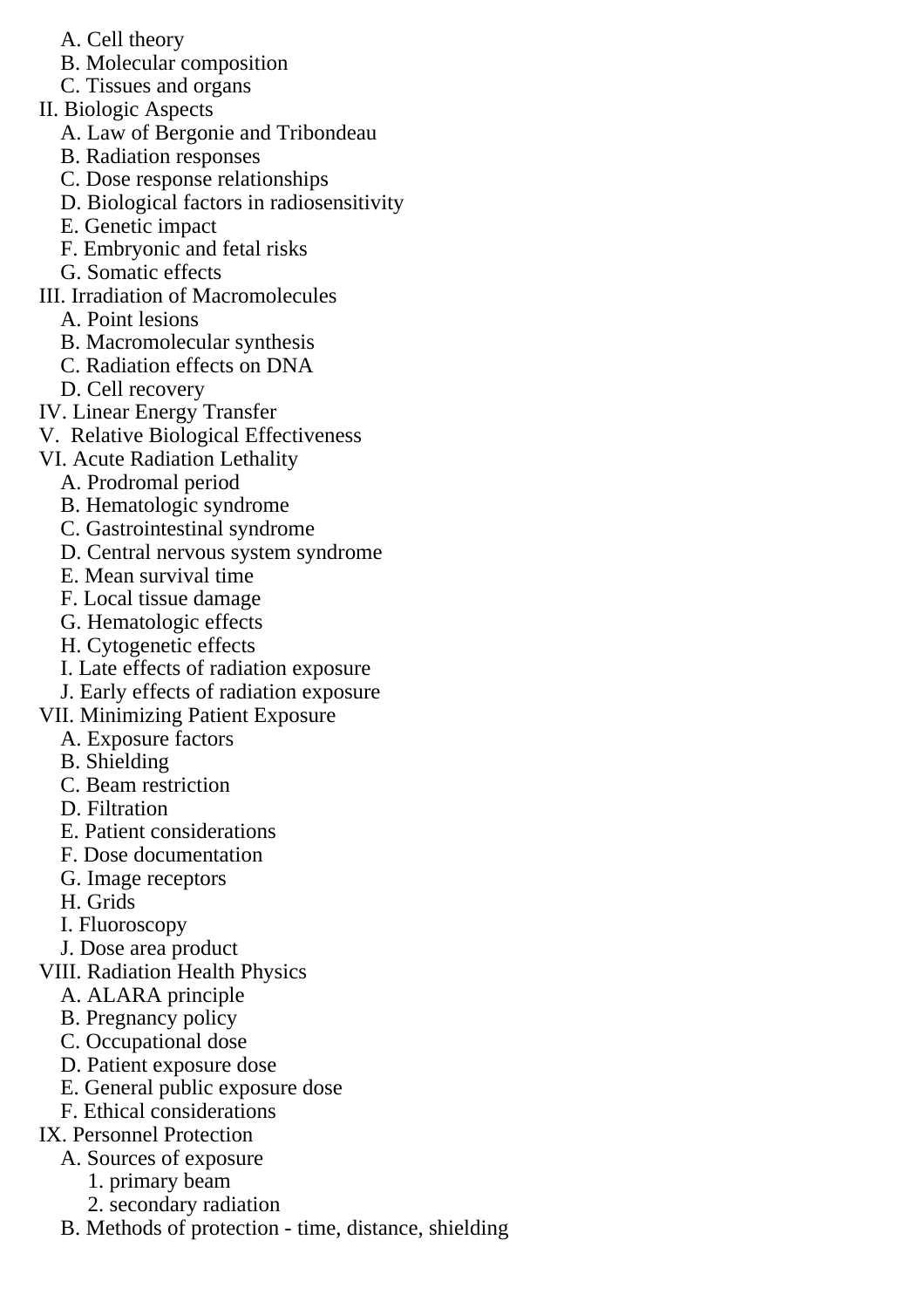A. Cell theory
   B. Molecular composition
   C. Tissues and organs

II. Biologic Aspects
   A. Law of Bergonie and Tribondeau
   B. Radiation responses
   C. Dose response relationships
   D. Biological factors in radiosensitivity
   E. Genetic impact
   F. Embryonic and fetal risks
   G. Somatic effects

III. Irradiation of Macromolecules
   A. Point lesions
   B. Macromolecular synthesis
   C. Radiation effects on DNA
   D. Cell recovery

IV. Linear Energy Transfer

V. Relative Biological Effectiveness

VI. Acute Radiation Lethality
   A. Prodromal period
   B. Hematologic syndrome
   C. Gastrointestinal syndrome
   D. Central nervous system syndrome
   E. Mean survival time
   F. Local tissue damage
   G. Hematologic effects
   H. Cytogenetic effects
   I. Late effects of radiation exposure
   J. Early effects of radiation exposure

VII. Minimizing Patient Exposure
   A. Exposure factors
   B. Shielding
   C. Beam restriction
   D. Filtration
   E. Patient considerations
   F. Dose documentation
   G. Image receptors
   H. Grids
   I. Fluoroscopy
   J. Dose area product

VIII. Radiation Health Physics
   A. ALARA principle
   B. Pregnancy policy
   C. Occupational dose
   D. Patient exposure dose
   E. General public exposure dose
   F. Ethical considerations

IX. Personnel Protection
   A. Sources of exposure
      1. primary beam
      2. secondary radiation
   B. Methods of protection - time, distance, shielding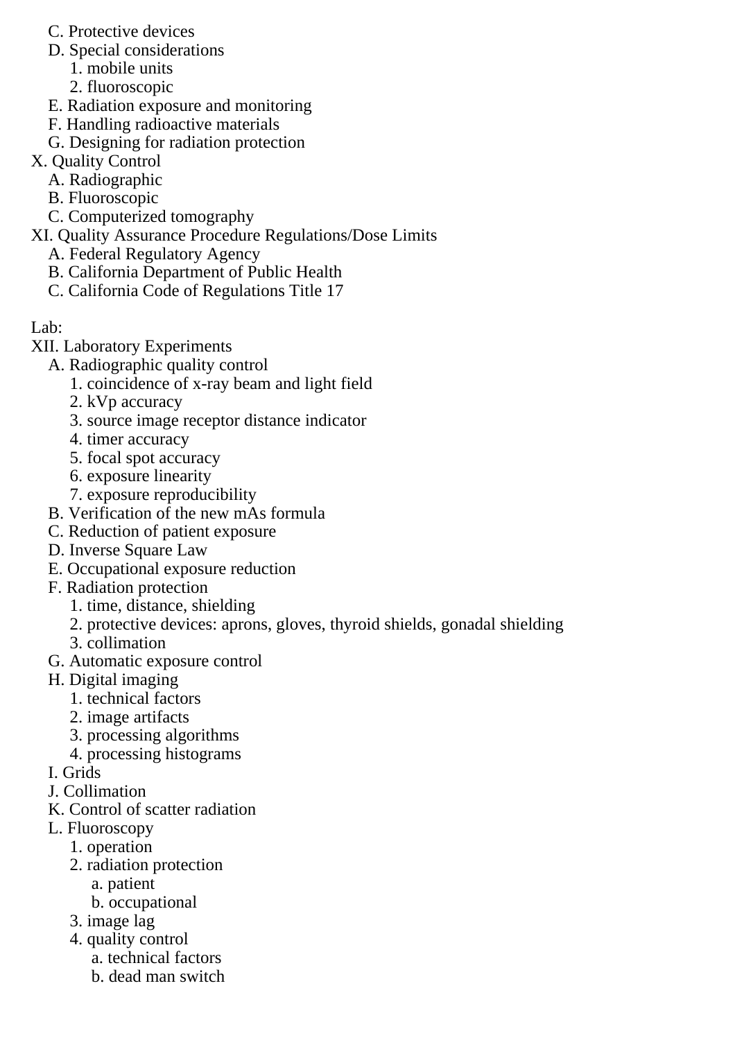- C. Protective devices
- D. Special considerations
  - 1. mobile units
  - 2. fluoroscopic
- E. Radiation exposure and monitoring
- F. Handling radioactive materials
- G. Designing for radiation protection

X. Quality Control
- A. Radiographic
- B. Fluoroscopic
- C. Computerized tomography

XI. Quality Assurance Procedure Regulations/Dose Limits
- A. Federal Regulatory Agency
- B. California Department of Public Health
- C. California Code of Regulations Title 17

Lab:

XII. Laboratory Experiments
- A. Radiographic quality control
  - 1. coincidence of x-ray beam and light field
  - 2. kVp accuracy
  - 3. source image receptor distance indicator
  - 4. timer accuracy
  - 5. focal spot accuracy
  - 6. exposure linearity
  - 7. exposure reproducibility
- B. Verification of the new mAs formula
- C. Reduction of patient exposure
- D. Inverse Square Law
- E. Occupational exposure reduction
- F. Radiation protection
  - 1. time, distance, shielding
  - 2. protective devices: aprons, gloves, thyroid shields, gonadal shielding
  - 3. collimation
- G. Automatic exposure control
- H. Digital imaging
  - 1. technical factors
  - 2. image artifacts
  - 3. processing algorithms
  - 4. processing histograms
- I. Grids
- J. Collimation
- K. Control of scatter radiation
- L. Fluoroscopy
  - 1. operation
  - 2. radiation protection
    - a. patient
    - b. occupational
  - 3. image lag
  - 4. quality control
    - a. technical factors
    - b. dead man switch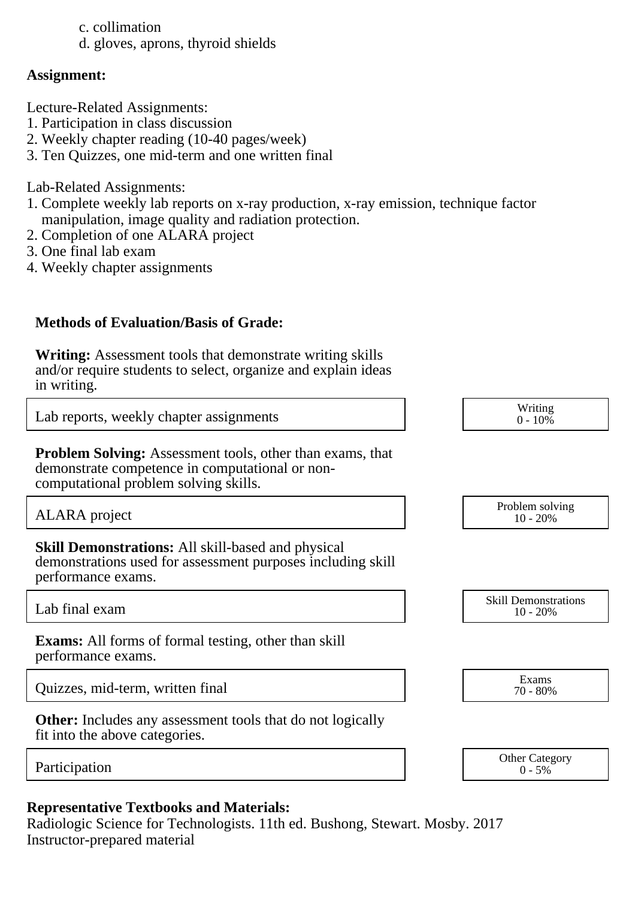c. collimation
d. gloves, aprons, thyroid shields

**Assignment:**

Lecture-Related Assignments:
1. Participation in class discussion
2. Weekly chapter reading (10-40 pages/week)
3. Ten Quizzes, one mid-term and one written final

Lab-Related Assignments:
1. Complete weekly lab reports on x-ray production, x-ray emission, technique factor manipulation, image quality and radiation protection.
2. Completion of one ALARA project
3. One final lab exam
4. Weekly chapter assignments

**Methods of Evaluation/Basis of Grade:**

**Writing:** Assessment tools that demonstrate writing skills and/or require students to select, organize and explain ideas in writing.

| | |
|---|---|
| Lab reports, weekly chapter assignments | Writing 0 - 10% |

**Problem Solving:** Assessment tools, other than exams, that demonstrate competence in computational or non-computational problem solving skills.

| | |
|---|---|
| ALARA project | Problem solving 10 - 20% |

**Skill Demonstrations:** All skill-based and physical demonstrations used for assessment purposes including skill performance exams.

| | |
|---|---|
| Lab final exam | Skill Demonstrations 10 - 20% |

**Exams:** All forms of formal testing, other than skill performance exams.

| | |
|---|---|
| Quizzes, mid-term, written final | Exams 70 - 80% |

**Other:** Includes any assessment tools that do not logically fit into the above categories.

| | |
|---|---|
| Participation | Other Category 0 - 5% |

**Representative Textbooks and Materials:**
Radiologic Science for Technologists. 11th ed. Bushong, Stewart. Mosby. 2017
Instructor-prepared material